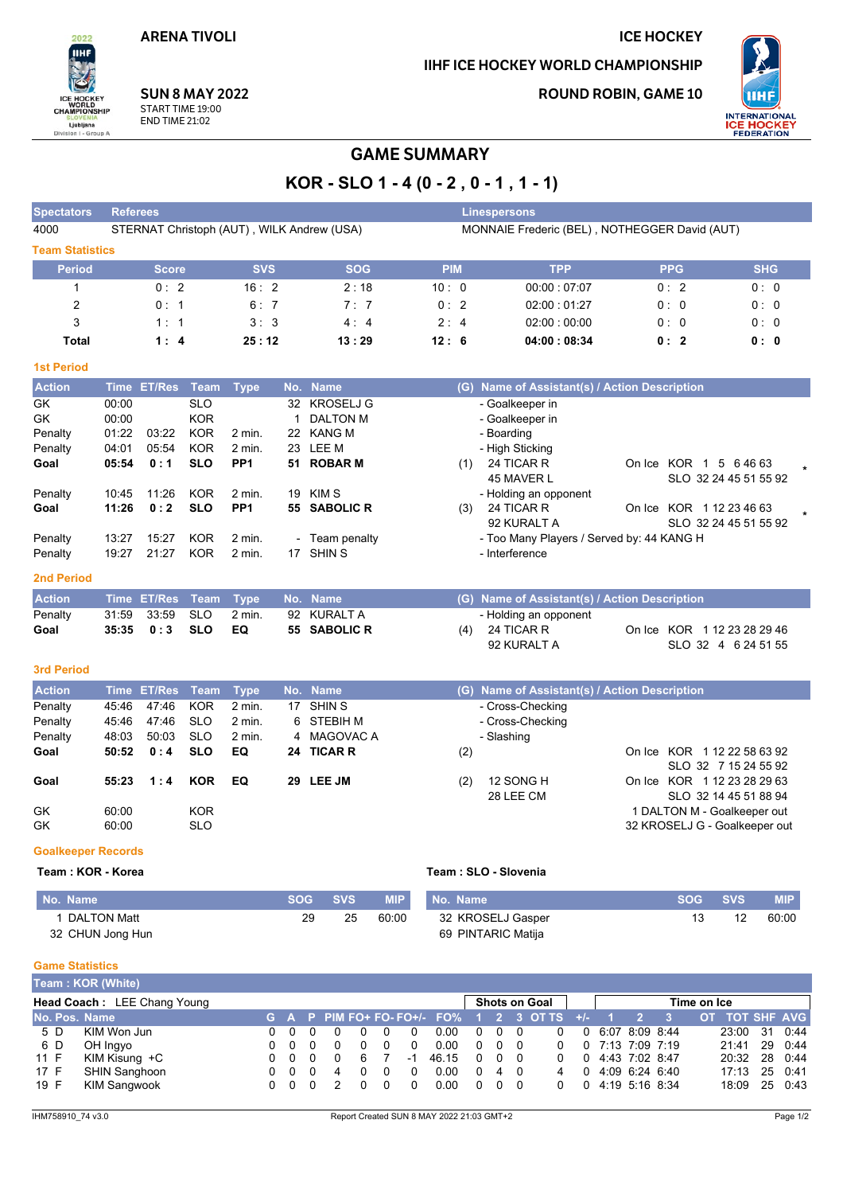ARENA TIVOLI

ICE HOCKEY

IIHF ICE HOCKEY WORLD CHAMPIONSHIP

**SUN 8 MAY 2022**
START TIME 19:00
END TIME 21:02

ROUND ROBIN, GAME 10

# GAME SUMMARY

## KOR - SLO 1 - 4 (0 - 2 , 0 - 1 , 1 - 1)

| Spectators | Referees | Linespersons |
|---|---|---|
| 4000 | STERNAT Christoph (AUT) , WILK Andrew (USA) | MONNAIE Frederic (BEL) , NOTHEGGER David (AUT) |

### Team Statistics

| Period | Score | SVS | SOG | PIM | TPP | PPG | SHG |
|---|---|---|---|---|---|---|---|
| 1 | 0 : 2 | 16 : 2 | 2 : 18 | 10 : 0 | 00:00 : 07:07 | 0 : 2 | 0 : 0 |
| 2 | 0 : 1 | 6 : 7 | 7 : 7 | 0 : 2 | 02:00 : 01:27 | 0 : 0 | 0 : 0 |
| 3 | 1 : 1 | 3 : 3 | 4 : 4 | 2 : 4 | 02:00 : 00:00 | 0 : 0 | 0 : 0 |
| **Total** | **1 : 4** | **25 : 12** | **13 : 29** | **12 : 6** | **04:00 : 08:34** | **0 : 2** | **0 : 0** |

### 1st Period

| Action | Time | ET/Res | Team | Type | No. | Name | (G) | Name of Assistant(s) / Action Description | On Ice |
|---|---|---|---|---|---|---|---|---|---|
| GK | 00:00 | | SLO | | 32 | KROSELJ G | | - Goalkeeper in | |
| GK | 00:00 | | KOR | | 1 | DALTON M | | - Goalkeeper in | |
| Penalty | 01:22 | 03:22 | KOR | 2 min. | 22 | KANG M | | - Boarding | |
| Penalty | 04:01 | 05:54 | KOR | 2 min. | 23 | LEE M | | - High Sticking | |
| **Goal** | **05:54** | **0 : 1** | **SLO** | **PP1** | **51** | **ROBAR M** | (1) | 24 TICAR R, 45 MAVER L | On Ice KOR 1 5 6 46 63; SLO 32 24 45 51 55 92 * |
| Penalty | 10:45 | 11:26 | KOR | 2 min. | 19 | KIM S | | - Holding an opponent | |
| **Goal** | **11:26** | **0 : 2** | **SLO** | **PP1** | **55** | **SABOLIC R** | (3) | 24 TICAR R, 92 KURALT A | On Ice KOR 1 12 23 46 63; SLO 32 24 45 51 55 92 * |
| Penalty | 13:27 | 15:27 | KOR | 2 min. | - | Team penalty | | - Too Many Players / Served by: 44 KANG H | |
| Penalty | 19:27 | 21:27 | KOR | 2 min. | 17 | SHIN S | | - Interference | |

### 2nd Period

| Action | Time | ET/Res | Team | Type | No. | Name | (G) | Name of Assistant(s) / Action Description | On Ice |
|---|---|---|---|---|---|---|---|---|---|
| Penalty | 31:59 | 33:59 | SLO | 2 min. | 92 | KURALT A | | - Holding an opponent | |
| **Goal** | **35:35** | **0 : 3** | **SLO** | **EQ** | **55** | **SABOLIC R** | (4) | 24 TICAR R, 92 KURALT A | On Ice KOR 1 12 23 28 29 46; SLO 32 4 6 24 51 55 |

### 3rd Period

| Action | Time | ET/Res | Team | Type | No. | Name | (G) | Name of Assistant(s) / Action Description | On Ice |
|---|---|---|---|---|---|---|---|---|---|
| Penalty | 45:46 | 47:46 | KOR | 2 min. | 17 | SHIN S | | - Cross-Checking | |
| Penalty | 45:46 | 47:46 | SLO | 2 min. | 6 | STEBIH M | | - Cross-Checking | |
| Penalty | 48:03 | 50:03 | SLO | 2 min. | 4 | MAGOVAC A | | - Slashing | |
| **Goal** | **50:52** | **0 : 4** | **SLO** | **EQ** | **24** | **TICAR R** | (2) | | On Ice KOR 1 12 22 58 63 92; SLO 32 7 15 24 55 92 |
| **Goal** | **55:23** | **1 : 4** | **KOR** | **EQ** | **29** | **LEE JM** | (2) | 12 SONG H, 28 LEE CM | On Ice KOR 1 12 23 28 29 63; SLO 32 14 45 51 88 94 |
| GK | 60:00 | | KOR | | | | | 1 DALTON M - Goalkeeper out | |
| GK | 60:00 | | SLO | | | | | 32 KROSELJ G - Goalkeeper out | |

### Goalkeeper Records

**Team : KOR - Korea**

| No. Name | SOG | SVS | MIP |
|---|---|---|---|
| 1 DALTON Matt | 29 | 25 | 60:00 |
| 32 CHUN Jong Hun | | | |

**Team : SLO - Slovenia**

| No. Name | SOG | SVS | MIP |
|---|---|---|---|
| 32 KROSELJ Gasper | 13 | 12 | 60:00 |
| 69 PINTARIC Matija | | | |

### Game Statistics

**Team : KOR (White)**

**Head Coach :** LEE Chang Young

| No. | Pos. | Name | G | A | P | PIM | FO+ | FO- | FO+/- | FO% | SOG 1 | SOG 2 | SOG 3 | SOG OT | SOG TS | +/- | TOI 1 | TOI 2 | TOI 3 | TOI OT | TOT | SHF | AVG |
|---|---|---|---|---|---|---|---|---|---|---|---|---|---|---|---|---|---|---|---|---|---|---|---|
| 5 | D | KIM Won Jun | 0 | 0 | 0 | 0 | 0 | 0 | 0 | 0.00 | 0 | 0 | 0 | | 0 | 0 | 6:07 | 8:09 | 8:44 | | 23:00 | 31 | 0:44 |
| 6 | D | OH Ingyo | 0 | 0 | 0 | 0 | 0 | 0 | 0 | 0.00 | 0 | 0 | 0 | | 0 | 0 | 7:13 | 7:09 | 7:19 | | 21:41 | 29 | 0:44 |
| 11 | F | KIM Kisung +C | 0 | 0 | 0 | 0 | 6 | 7 | -1 | 46.15 | 0 | 0 | 0 | | 0 | 0 | 4:43 | 7:02 | 8:47 | | 20:32 | 28 | 0:44 |
| 17 | F | SHIN Sanghoon | 0 | 0 | 0 | 4 | 0 | 0 | 0 | 0.00 | 0 | 4 | 0 | | 4 | 0 | 4:09 | 6:24 | 6:40 | | 17:13 | 25 | 0:41 |
| 19 | F | KIM Sangwook | 0 | 0 | 0 | 2 | 0 | 0 | 0 | 0.00 | 0 | 0 | 0 | | 0 | 0 | 4:19 | 5:16 | 8:34 | | 18:09 | 25 | 0:43 |

IHM758910_74 v3.0 Report Created SUN 8 MAY 2022 21:03 GMT+2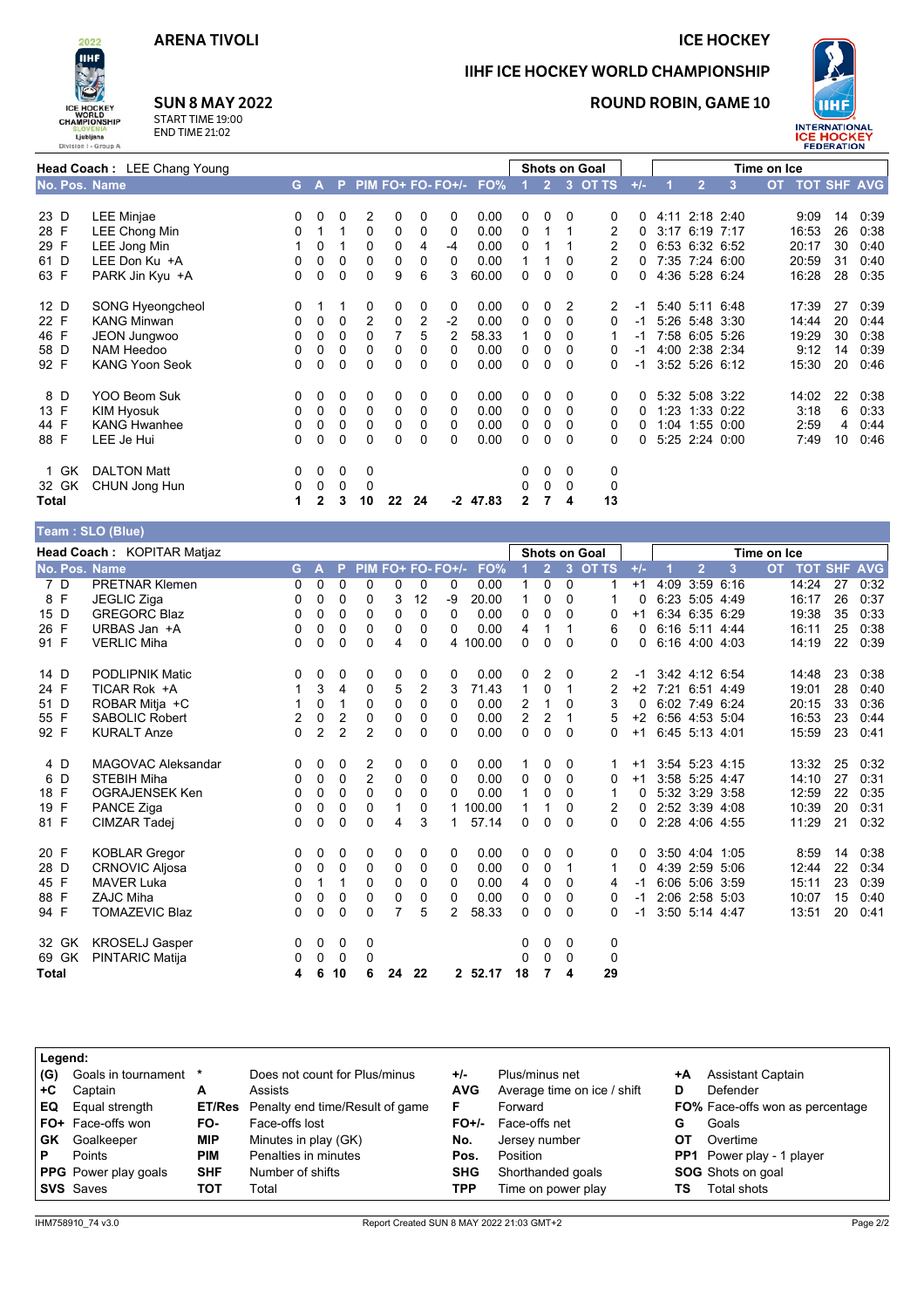# ARENA TIVOLI

## ICE HOCKEY

## IIHF ICE HOCKEY WORLD CHAMPIONSHIP

## ROUND ROBIN, GAME 10

**SUN 8 MAY 2022**
START TIME 19:00
END TIME 21:02

**Head Coach :** LEE Chang Young

| No. | Pos. | Name | G | A | P | PIM | FO+ | FO- | FO+/- | FO% | SOG 1 | SOG 2 | SOG 3 | SOG OT | SOG TS | +/- | TOI 1 | TOI 2 | TOI 3 | TOI OT | TOT | SHF | AVG |
|---|---|---|---|---|---|---|---|---|---|---|---|---|---|---|---|---|---|---|---|---|---|---|---|
| 23 | D | LEE Minjae | 0 | 0 | 0 | 2 | 0 | 0 | 0 | 0.00 | 0 | 0 | 0 | | 0 | 0 | 4:11 | 2:18 | 2:40 | | 9:09 | 14 | 0:39 |
| 28 | F | LEE Chong Min | 0 | 1 | 1 | 0 | 0 | 0 | 0 | 0.00 | 0 | 1 | 1 | | 2 | 0 | 3:17 | 6:19 | 7:17 | | 16:53 | 26 | 0:38 |
| 29 | F | LEE Jong Min | 1 | 0 | 1 | 0 | 0 | 4 | -4 | 0.00 | 0 | 1 | 1 | | 2 | 0 | 6:53 | 6:32 | 6:52 | | 20:17 | 30 | 0:40 |
| 61 | D | LEE Don Ku +A | 0 | 0 | 0 | 0 | 0 | 0 | 0 | 0.00 | 1 | 1 | 0 | | 2 | 0 | 7:35 | 7:24 | 6:00 | | 20:59 | 31 | 0:40 |
| 63 | F | PARK Jin Kyu +A | 0 | 0 | 0 | 0 | 9 | 6 | 3 | 60.00 | 0 | 0 | 0 | | 0 | 0 | 4:36 | 5:28 | 6:24 | | 16:28 | 28 | 0:35 |
| 12 | D | SONG Hyeongcheol | 0 | 1 | 1 | 0 | 0 | 0 | 0 | 0.00 | 0 | 0 | 2 | | 2 | -1 | 5:40 | 5:11 | 6:48 | | 17:39 | 27 | 0:39 |
| 22 | F | KANG Minwan | 0 | 0 | 0 | 2 | 0 | 2 | -2 | 0.00 | 0 | 0 | 0 | | 0 | -1 | 5:26 | 5:48 | 3:30 | | 14:44 | 20 | 0:44 |
| 46 | F | JEON Jungwoo | 0 | 0 | 0 | 0 | 7 | 5 | 2 | 58.33 | 1 | 0 | 0 | | 1 | -1 | 7:58 | 6:05 | 5:26 | | 19:29 | 30 | 0:38 |
| 58 | D | NAM Heedoo | 0 | 0 | 0 | 0 | 0 | 0 | 0 | 0.00 | 0 | 0 | 0 | | 0 | -1 | 4:00 | 2:38 | 2:34 | | 9:12 | 14 | 0:39 |
| 92 | F | KANG Yoon Seok | 0 | 0 | 0 | 0 | 0 | 0 | 0 | 0.00 | 0 | 0 | 0 | | 0 | -1 | 3:52 | 5:26 | 6:12 | | 15:30 | 20 | 0:46 |
| 8 | D | YOO Beom Suk | 0 | 0 | 0 | 0 | 0 | 0 | 0 | 0.00 | 0 | 0 | 0 | | 0 | 0 | 5:32 | 5:08 | 3:22 | | 14:02 | 22 | 0:38 |
| 13 | F | KIM Hyosuk | 0 | 0 | 0 | 0 | 0 | 0 | 0 | 0.00 | 0 | 0 | 0 | | 0 | 0 | 1:23 | 1:33 | 0:22 | | 3:18 | 6 | 0:33 |
| 44 | F | KANG Hwanhee | 0 | 0 | 0 | 0 | 0 | 0 | 0 | 0.00 | 0 | 0 | 0 | | 0 | 0 | 1:04 | 1:55 | 0:00 | | 2:59 | 4 | 0:44 |
| 88 | F | LEE Je Hui | 0 | 0 | 0 | 0 | 0 | 0 | 0 | 0.00 | 0 | 0 | 0 | | 0 | 0 | 5:25 | 2:24 | 0:00 | | 7:49 | 10 | 0:46 |
| 1 | GK | DALTON Matt | 0 | 0 | 0 | 0 | | | | | 0 | 0 | 0 | | 0 | | | | | | | | |
| 32 | GK | CHUN Jong Hun | 0 | 0 | 0 | 0 | | | | | 0 | 0 | 0 | | 0 | | | | | | | | |
| **Total** | | | **1** | **2** | **3** | **10** | **22** | **24** | **-2** | **47.83** | **2** | **7** | **4** | | **13** | | | | | | | | |

## Team : SLO (Blue)

**Head Coach :** KOPITAR Matjaz

| No. | Pos. | Name | G | A | P | PIM | FO+ | FO- | FO+/- | FO% | SOG 1 | SOG 2 | SOG 3 | SOG OT | SOG TS | +/- | TOI 1 | TOI 2 | TOI 3 | TOI OT | TOT | SHF | AVG |
|---|---|---|---|---|---|---|---|---|---|---|---|---|---|---|---|---|---|---|---|---|---|---|---|
| 7 | D | PRETNAR Klemen | 0 | 0 | 0 | 0 | 0 | 0 | 0 | 0.00 | 1 | 0 | 0 | | 1 | +1 | 4:09 | 3:59 | 6:16 | | 14:24 | 27 | 0:32 |
| 8 | F | JEGLIC Ziga | 0 | 0 | 0 | 0 | 3 | 12 | -9 | 20.00 | 1 | 0 | 0 | | 1 | 0 | 6:23 | 5:05 | 4:49 | | 16:17 | 26 | 0:37 |
| 15 | D | GREGORC Blaz | 0 | 0 | 0 | 0 | 0 | 0 | 0 | 0.00 | 0 | 0 | 0 | | 0 | +1 | 6:34 | 6:35 | 6:29 | | 19:38 | 35 | 0:33 |
| 26 | F | URBAS Jan +A | 0 | 0 | 0 | 0 | 0 | 0 | 0 | 0.00 | 4 | 1 | 1 | | 6 | 0 | 6:16 | 5:11 | 4:44 | | 16:11 | 25 | 0:38 |
| 91 | F | VERLIC Miha | 0 | 0 | 0 | 0 | 4 | 0 | 4 | 100.00 | 0 | 0 | 0 | | 0 | 0 | 6:16 | 4:00 | 4:03 | | 14:19 | 22 | 0:39 |
| 14 | D | PODLIPNIK Matic | 0 | 0 | 0 | 0 | 0 | 0 | 0 | 0.00 | 0 | 2 | 0 | | 2 | -1 | 3:42 | 4:12 | 6:54 | | 14:48 | 23 | 0:38 |
| 24 | F | TICAR Rok +A | 1 | 3 | 4 | 0 | 5 | 2 | 3 | 71.43 | 1 | 0 | 1 | | 2 | +2 | 7:21 | 6:51 | 4:49 | | 19:01 | 28 | 0:40 |
| 51 | D | ROBAR Mitja +C | 1 | 0 | 1 | 0 | 0 | 0 | 0 | 0.00 | 2 | 1 | 0 | | 3 | 0 | 6:02 | 7:49 | 6:24 | | 20:15 | 33 | 0:36 |
| 55 | F | SABOLIC Robert | 2 | 0 | 2 | 0 | 0 | 0 | 0 | 0.00 | 2 | 2 | 1 | | 5 | +2 | 6:56 | 4:53 | 5:04 | | 16:53 | 23 | 0:44 |
| 92 | F | KURALT Anze | 0 | 2 | 2 | 2 | 0 | 0 | 0 | 0.00 | 0 | 0 | 0 | | 0 | +1 | 6:45 | 5:13 | 4:01 | | 15:59 | 23 | 0:41 |
| 4 | D | MAGOVAC Aleksandar | 0 | 0 | 0 | 2 | 0 | 0 | 0 | 0.00 | 1 | 0 | 0 | | 1 | +1 | 3:54 | 5:23 | 4:15 | | 13:32 | 25 | 0:32 |
| 6 | D | STEBIH Miha | 0 | 0 | 0 | 2 | 0 | 0 | 0 | 0.00 | 0 | 0 | 0 | | 0 | +1 | 3:58 | 5:25 | 4:47 | | 14:10 | 27 | 0:31 |
| 18 | F | OGRAJENSEK Ken | 0 | 0 | 0 | 0 | 0 | 0 | 0 | 0.00 | 1 | 0 | 0 | | 1 | 0 | 5:32 | 3:29 | 3:58 | | 12:59 | 22 | 0:35 |
| 19 | F | PANCE Ziga | 0 | 0 | 0 | 0 | 1 | 0 | 1 | 100.00 | 1 | 1 | 0 | | 2 | 0 | 2:52 | 3:39 | 4:08 | | 10:39 | 20 | 0:31 |
| 81 | F | CIMZAR Tadej | 0 | 0 | 0 | 0 | 4 | 3 | 1 | 57.14 | 0 | 0 | 0 | | 0 | 0 | 2:28 | 4:06 | 4:55 | | 11:29 | 21 | 0:32 |
| 20 | F | KOBLAR Gregor | 0 | 0 | 0 | 0 | 0 | 0 | 0 | 0.00 | 0 | 0 | 0 | | 0 | 0 | 3:50 | 4:04 | 1:05 | | 8:59 | 14 | 0:38 |
| 28 | D | CRNOVIC Aljosa | 0 | 0 | 0 | 0 | 0 | 0 | 0 | 0.00 | 0 | 0 | 1 | | 1 | 0 | 4:39 | 2:59 | 5:06 | | 12:44 | 22 | 0:34 |
| 45 | F | MAVER Luka | 0 | 1 | 1 | 0 | 0 | 0 | 0 | 0.00 | 4 | 0 | 0 | | 4 | -1 | 6:06 | 5:06 | 3:59 | | 15:11 | 23 | 0:39 |
| 88 | F | ZAJC Miha | 0 | 0 | 0 | 0 | 0 | 0 | 0 | 0.00 | 0 | 0 | 0 | | 0 | -1 | 2:06 | 2:58 | 5:03 | | 10:07 | 15 | 0:40 |
| 94 | F | TOMAZEVIC Blaz | 0 | 0 | 0 | 0 | 7 | 5 | 2 | 58.33 | 0 | 0 | 0 | | 0 | -1 | 3:50 | 5:14 | 4:47 | | 13:51 | 20 | 0:41 |
| 32 | GK | KROSELJ Gasper | 0 | 0 | 0 | 0 | | | | | 0 | 0 | 0 | | 0 | | | | | | | | |
| 69 | GK | PINTARIC Matija | 0 | 0 | 0 | 0 | | | | | 0 | 0 | 0 | | 0 | | | | | | | | |
| **Total** | | | **4** | **6** | **10** | **6** | **24** | **22** | **2** | **52.17** | **18** | **7** | **4** | | **29** | | | | | | | | |

**Legend:**

| | | | | | | | |
|---|---|---|---|---|---|---|---|
| (G) | Goals in tournament | * | Does not count for Plus/minus | +/- | Plus/minus net | +A | Assistant Captain |
| +C | Captain | A | Assists | AVG | Average time on ice / shift | D | Defender |
| EQ | Equal strength | ET/Res | Penalty end time/Result of game | F | Forward | FO% | Face-offs won as percentage |
| FO+ | Face-offs won | FO- | Face-offs lost | FO+/- | Face-offs net | G | Goals |
| GK | Goalkeeper | MIP | Minutes in play (GK) | No. | Jersey number | OT | Overtime |
| P | Points | PIM | Penalties in minutes | Pos. | Position | PP1 | Power play - 1 player |
| PPG | Power play goals | SHF | Number of shifts | SHG | Shorthanded goals | SOG | Shots on goal |
| SVS | Saves | TOT | Total | TPP | Time on power play | TS | Total shots |

IHM758910_74 v3.0 — Report Created SUN 8 MAY 2022 21:03 GMT+2